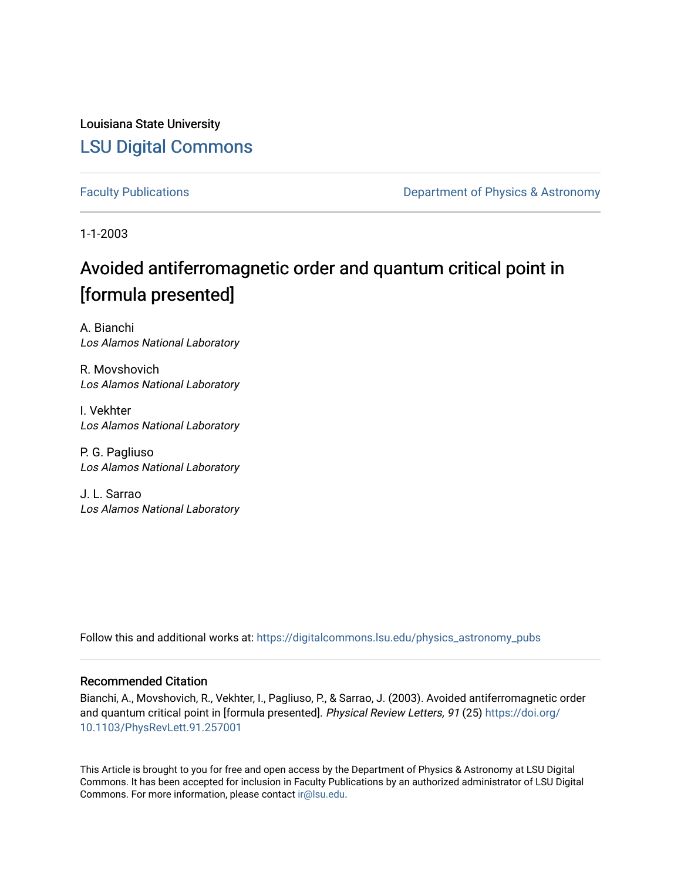Louisiana State University

# LSU Digital Commons

Faculty Publications | Department of Physics & Astronomy

1-1-2003

# Avoided antiferromagnetic order and quantum critical point in [formula presented]

A. Bianchi
*Los Alamos National Laboratory*

R. Movshovich
*Los Alamos National Laboratory*

I. Vekhter
*Los Alamos National Laboratory*

P. G. Pagliuso
*Los Alamos National Laboratory*

J. L. Sarrao
*Los Alamos National Laboratory*

Follow this and additional works at: https://digitalcommons.lsu.edu/physics_astronomy_pubs

## Recommended Citation

Bianchi, A., Movshovich, R., Vekhter, I., Pagliuso, P., & Sarrao, J. (2003). Avoided antiferromagnetic order and quantum critical point in [formula presented]. *Physical Review Letters, 91* (25) https://doi.org/10.1103/PhysRevLett.91.257001

This Article is brought to you for free and open access by the Department of Physics & Astronomy at LSU Digital Commons. It has been accepted for inclusion in Faculty Publications by an authorized administrator of LSU Digital Commons. For more information, please contact ir@lsu.edu.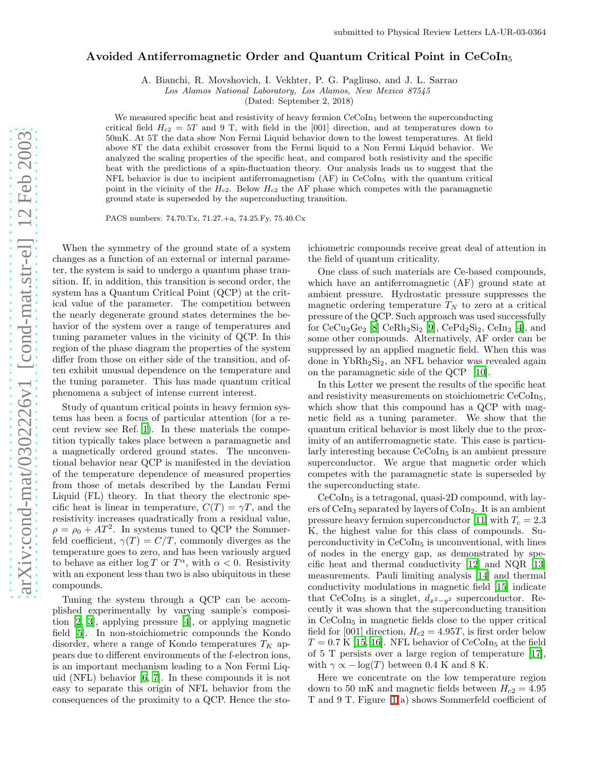# Avoided Antiferromagnetic Order and Quantum Critical Point in $CeCoIn_5$

A. Bianchi, R. Movshovich, I. Vekhter, P. G. Pagliuso, and J. L. Sarrao

*Los Alamos National Laboratory, Los Alamos, New Mexico 87545*

(Dated: September 2, 2018)

We measured specific heat and resistivity of heavy fermion $CeCoIn_5$ between the superconducting critical field $H_{c2} = 5T$ and 9 T, with field in the [001] direction, and at temperatures down to 50mK. At 5T the data show Non Fermi Liquid behavior down to the lowest temperatures. At field above 8T the data exhibit crossover from the Fermi liquid to a Non Fermi Liquid behavior. We analyzed the scaling properties of the specific heat, and compared both resistivity and the specific heat with the predictions of a spin-fluctuation theory. Our analysis leads us to suggest that the NFL behavior is due to incipient antiferromagnetism (AF) in $CeCoIn_5$ with the quantum critical point in the vicinity of the $H_{c2}$. Below $H_{c2}$ the AF phase which competes with the paramagnetic ground state is superseded by the superconducting transition.

PACS numbers: 74.70.Tx, 71.27.+a, 74.25.Fy, 75.40.Cx

When the symmetry of the ground state of a system changes as a function of an external or internal parameter, the system is said to undergo a quantum phase transition. If, in addition, this transition is second order, the system has a Quantum Critical Point (QCP) at the critical value of the parameter. The competition between the nearly degenerate ground states determines the behavior of the system over a range of temperatures and tuning parameter values in the vicinity of QCP. In this region of the phase diagram the properties of the system differ from those on either side of the transition, and often exhibit unusual dependence on the temperature and the tuning parameter. This has made quantum critical phenomena a subject of intense current interest.

Study of quantum critical points in heavy fermion systems has been a focus of particular attention (for a recent review see Ref. [1]). In these materials the competition typically takes place between a paramagnetic and a magnetically ordered ground states. The unconventional behavior near QCP is manifested in the deviation of the temperature dependence of measured properties from those of metals described by the Landau Fermi Liquid (FL) theory. In that theory the electronic specific heat is linear in temperature, $C(T) = \gamma T$, and the resistivity increases quadratically from a residual value, $\rho = \rho_0 + AT^2$. In systems tuned to QCP the Sommerfeld coefficient, $\gamma(T) = C/T$, commonly diverges as the temperature goes to zero, and has been variously argued to behave as either $\log T$ or $T^{\alpha}$, with $\alpha < 0$. Resistivity with an exponent less than two is also ubiquitous in these compounds.

Tuning the system through a QCP can be accomplished experimentally by varying sample's composition [2, 3], applying pressure [4], or applying magnetic field [5]. In non-stoichiometric compounds the Kondo disorder, where a range of Kondo temperatures $T_K$ appears due to different environments of the f-electron ions, is an important mechanism leading to a Non Fermi Liquid (NFL) behavior [6, 7]. In these compounds it is not easy to separate this origin of NFL behavior from the consequences of the proximity to a QCP. Hence the stoichiometric compounds receive great deal of attention in the field of quantum criticality.

One class of such materials are Ce-based compounds, which have an antiferromagnetic (AF) ground state at ambient pressure. Hydrostatic pressure suppresses the magnetic ordering temperature $T_N$ to zero at a critical pressure of the QCP. Such approach was used successfully for $CeCu_2Ge_2$ [8] $CeRh_2Si_2$ [9], $CePd_2Si_2$, $CeIn_3$ [4], and some other compounds. Alternatively, AF order can be suppressed by an applied magnetic field. When this was done in $YbRh_2Si_2$, an NFL behavior was revealed again on the paramagnetic side of the QCP [10].

In this Letter we present the results of the specific heat and resistivity measurements on stoichiometric $CeCoIn_5$, which show that this compound has a QCP with magnetic field as a tuning parameter. We show that the quantum critical behavior is most likely due to the proximity of an antiferromagnetic state. This case is particularly interesting because $CeCoIn_5$ is an ambient pressure superconductor. We argue that magnetic order which competes with the paramagnetic state is superseded by the superconducting state.

$CeCoIn_5$ is a tetragonal, quasi-2D compound, with layers of $CeIn_3$ separated by layers of $CoIn_2$. It is an ambient pressure heavy fermion superconductor [11] with $T_c = 2.3$ K, the highest value for this class of compounds. Superconductivity in $CeCoIn_5$ is unconventional, with lines of nodes in the energy gap, as demonstrated by specific heat and thermal conductivity [12] and NQR [13] measurements. Pauli limiting analysis [14] and thermal conductivity modulations in magnetic field [15] indicate that $CeCoIn_5$ is a singlet, $d_{x^2-y^2}$ superconductor. Recently it was shown that the superconducting transition in $CeCoIn_5$ in magnetic fields close to the upper critical field for [001] direction, $H_{c2} = 4.95T$, is first order below $T = 0.7$ K [15, 16]. NFL behavior of $CeCoIn_5$ at the field of 5 T persists over a large region of temperature [17], with $\gamma \propto -\log(T)$ between 0.4 K and 8 K.

Here we concentrate on the low temperature region down to 50 mK and magnetic fields between $H_{c2} = 4.95$ T and 9 T. Figure 1(a) shows Sommerfeld coefficient of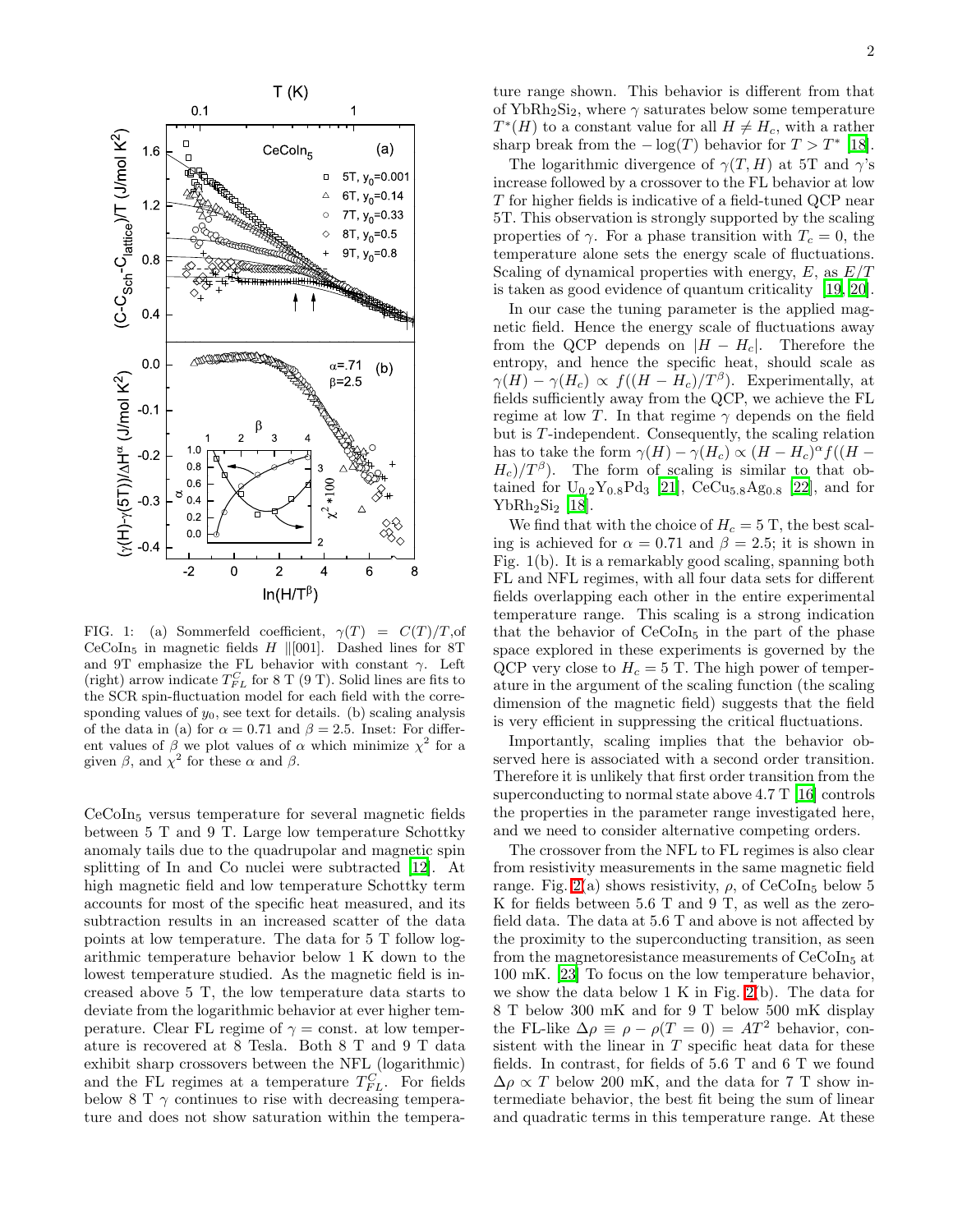FIG. 1: (a) Sommerfeld coefficient, $\gamma(T) = C(T)/T$,of $CeCoIn_5$ in magnetic fields $H \parallel[001]$. Dashed lines for 8T and 9T emphasize the FL behavior with constant $\gamma$. Left (right) arrow indicate $T_{FL}^C$ for 8 T (9 T). Solid lines are fits to the SCR spin-fluctuation model for each field with the corresponding values of $y_0$, see text for details. (b) scaling analysis of the data in (a) for $\alpha = 0.71$ and $\beta = 2.5$. Inset: For different values of $\beta$ we plot values of $\alpha$ which minimize $\chi^2$ for a given $\beta$, and $\chi^2$ for these $\alpha$ and $\beta$.

$CeCoIn_5$ versus temperature for several magnetic fields between 5 T and 9 T. Large low temperature Schottky anomaly tails due to the quadrupolar and magnetic spin splitting of In and Co nuclei were subtracted [12]. At high magnetic field and low temperature Schottky term accounts for most of the specific heat measured, and its subtraction results in an increased scatter of the data points at low temperature. The data for 5 T follow logarithmic temperature behavior below 1 K down to the lowest temperature studied. As the magnetic field is increased above 5 T, the low temperature data starts to deviate from the logarithmic behavior at ever higher temperature. Clear FL regime of $\gamma =$ const. at low temperature is recovered at 8 Tesla. Both 8 T and 9 T data exhibit sharp crossovers between the NFL (logarithmic) and the FL regimes at a temperature $T_{FL}^C$. For fields below 8 T $\gamma$ continues to rise with decreasing temperature and does not show saturation within the temperature range shown. This behavior is different from that of $YbRh_2Si_2$, where $\gamma$ saturates below some temperature $T^*(H)$ to a constant value for all $H \neq H_c$, with a rather sharp break from the $-\log(T)$ behavior for $T > T^*$ [18].

The logarithmic divergence of $\gamma(T, H)$ at 5T and $\gamma$'s increase followed by a crossover to the FL behavior at low $T$ for higher fields is indicative of a field-tuned QCP near 5T. This observation is strongly supported by the scaling properties of $\gamma$. For a phase transition with $T_c = 0$, the temperature alone sets the energy scale of fluctuations. Scaling of dynamical properties with energy, $E$, as $E/T$ is taken as good evidence of quantum criticality [19, 20].

In our case the tuning parameter is the applied magnetic field. Hence the energy scale of fluctuations away from the QCP depends on $|H - H_c|$. Therefore the entropy, and hence the specific heat, should scale as $\gamma(H) - \gamma(H_c) \propto f((H - H_c)/T^{\beta})$. Experimentally, at fields sufficiently away from the QCP, we achieve the FL regime at low $T$. In that regime $\gamma$ depends on the field but is $T$-independent. Consequently, the scaling relation has to take the form $\gamma(H) - \gamma(H_c) \propto (H - H_c)^{\alpha} f((H - H_c)/T^{\beta})$. The form of scaling is similar to that obtained for $U_{0.2}Y_{0.8}Pd_3$ [21], $CeCu_{5.8}Ag_{0.8}$ [22], and for $YbRh_2Si_2$ [18].

We find that with the choice of $H_c = 5$ T, the best scaling is achieved for $\alpha = 0.71$ and $\beta = 2.5$; it is shown in Fig. 1(b). It is a remarkably good scaling, spanning both FL and NFL regimes, with all four data sets for different fields overlapping each other in the entire experimental temperature range. This scaling is a strong indication that the behavior of $CeCoIn_5$ in the part of the phase space explored in these experiments is governed by the QCP very close to $H_c = 5$ T. The high power of temperature in the argument of the scaling function (the scaling dimension of the magnetic field) suggests that the field is very efficient in suppressing the critical fluctuations.

Importantly, scaling implies that the behavior observed here is associated with a second order transition. Therefore it is unlikely that first order transition from the superconducting to normal state above 4.7 T [16] controls the properties in the parameter range investigated here, and we need to consider alternative competing orders.

The crossover from the NFL to FL regimes is also clear from resistivity measurements in the same magnetic field range. Fig. 2(a) shows resistivity, $\rho$, of $CeCoIn_5$ below 5 K for fields between 5.6 T and 9 T, as well as the zero-field data. The data at 5.6 T and above is not affected by the proximity to the superconducting transition, as seen from the magnetoresistance measurements of $CeCoIn_5$ at 100 mK. [23] To focus on the low temperature behavior, we show the data below 1 K in Fig. 2(b). The data for 8 T below 300 mK and for 9 T below 500 mK display the FL-like $\Delta\rho \equiv \rho - \rho(T = 0) = AT^2$ behavior, consistent with the linear in $T$ specific heat data for these fields. In contrast, for fields of 5.6 T and 6 T we found $\Delta\rho \propto T$ below 200 mK, and the data for 7 T show intermediate behavior, the best fit being the sum of linear and quadratic terms in this temperature range. At these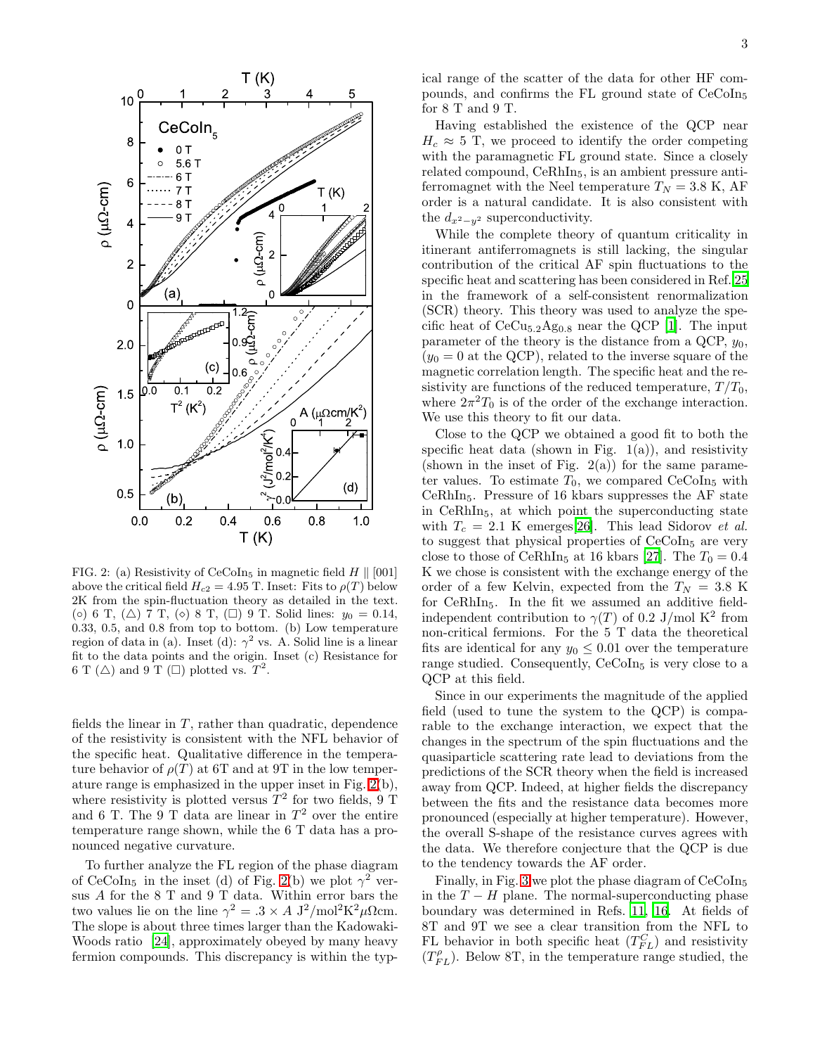FIG. 2: (a) Resistivity of $CeCoIn_5$ in magnetic field $H \parallel [001]$ above the critical field $H_{c2} = 4.95$ T. Inset: Fits to $\rho(T)$ below 2K from the spin-fluctuation theory as detailed in the text. (○) 6 T, (△) 7 T, (◇) 8 T, (□) 9 T. Solid lines: $y_0 = 0.14$, 0.33, 0.5, and 0.8 from top to bottom. (b) Low temperature region of data in (a). Inset (d): $\gamma^2$ vs. A. Solid line is a linear fit to the data points and the origin. Inset (c) Resistance for 6 T (△) and 9 T (□) plotted vs. $T^2$.

fields the linear in $T$, rather than quadratic, dependence of the resistivity is consistent with the NFL behavior of the specific heat. Qualitative difference in the temperature behavior of $\rho(T)$ at 6T and at 9T in the low temperature range is emphasized in the upper inset in Fig. 2(b), where resistivity is plotted versus $T^2$ for two fields, 9 T and 6 T. The 9 T data are linear in $T^2$ over the entire temperature range studied, while the 6 T data has a pronounced negative curvature.

To further analyze the FL region of the phase diagram of $CeCoIn_5$ in the inset (d) of Fig. 2(b) we plot $\gamma^2$ versus $A$ for the 8 T and 9 T data. Within error bars the two values lie on the line $\gamma^2 = .3 \times A$ $J^2/mol^2K^2\mu\Omega$cm. The slope is about three times larger than the Kadowaki-Woods ratio [24], approximately obeyed by many heavy fermion compounds. This discrepancy is within the typical range of the scatter of the data for other HF compounds, and confirms the FL ground state of $CeCoIn_5$ for 8 T and 9 T.

Having established the existence of the QCP near $H_c \approx 5$ T, we proceed to identify the order competing with the paramagnetic FL ground state. Since a closely related compound, $CeRhIn_5$, is an ambient pressure antiferromagnet with the Neel temperature $T_N = 3.8$ K, AF order is a natural candidate. It is also consistent with the $d_{x^2-y^2}$ superconductivity.

While the complete theory of quantum criticality in itinerant antiferromagnets is still lacking, the singular contribution of the critical AF spin fluctuations to the specific heat and scattering has been considered in Ref. 25 in the framework of a self-consistent renormalization (SCR) theory. This theory was used to analyze the specific heat of $CeCu_{5.2}Ag_{0.8}$ near the QCP [1]. The input parameter of the theory is the distance from a QCP, $y_0$, ($y_0 = 0$ at the QCP), related to the inverse square of the magnetic correlation length. The specific heat and the resistivity are functions of the reduced temperature, $T/T_0$, where $2\pi^2 T_0$ is of the order of the exchange interaction. We use this theory to fit our data.

Close to the QCP we obtained a good fit to both the specific heat data (shown in Fig. 1(a)), and resistivity (shown in the inset of Fig. 2(a)) for the same parameter values. To estimate $T_0$, we compared $CeCoIn_5$ with $CeRhIn_5$. Pressure of 16 kbars suppresses the AF state in $CeRhIn_5$, at which point the superconducting state with $T_c = 2.1$ K emerges[26]. This lead Sidorov *et al.* to suggest that physical properties of $CeCoIn_5$ are very close to those of $CeRhIn_5$ at 16 kbars [27]. The $T_0 = 0.4$ K we chose is consistent with the exchange energy of the order of a few Kelvin, expected from the $T_N = 3.8$ K for $CeRhIn_5$. In the fit we assumed an additive field-independent contribution to $\gamma(T)$ of 0.2 J/mol K$^2$ from non-critical fermions. For the 5 T data the theoretical fits are identical for any $y_0 \leq 0.01$ over the temperature range studied. Consequently, $CeCoIn_5$ is very close to a QCP at this field.

Since in our experiments the magnitude of the applied field (used to tune the system to the QCP) is comparable to the exchange interaction, we expect that the changes in the spectrum of the spin fluctuations and the quasiparticle scattering rate lead to deviations from the predictions of the SCR theory when the field is increased away from QCP. Indeed, at higher fields the discrepancy between the fits and the resistance data becomes more pronounced (especially at higher temperature). However, the overall S-shape of the resistance curves agrees with the data. We therefore conjecture that the QCP is due to the tendency towards the AF order.

Finally, in Fig. 3 we plot the phase diagram of $CeCoIn_5$ in the $T-H$ plane. The normal-superconducting phase boundary was determined in Refs. [11, 16]. At fields of 8T and 9T we see a clear transition from the NFL to FL behavior in both specific heat ($T_{FL}^C$) and resistivity ($T_{FL}^\rho$). Below 8T, in the temperature range studied, the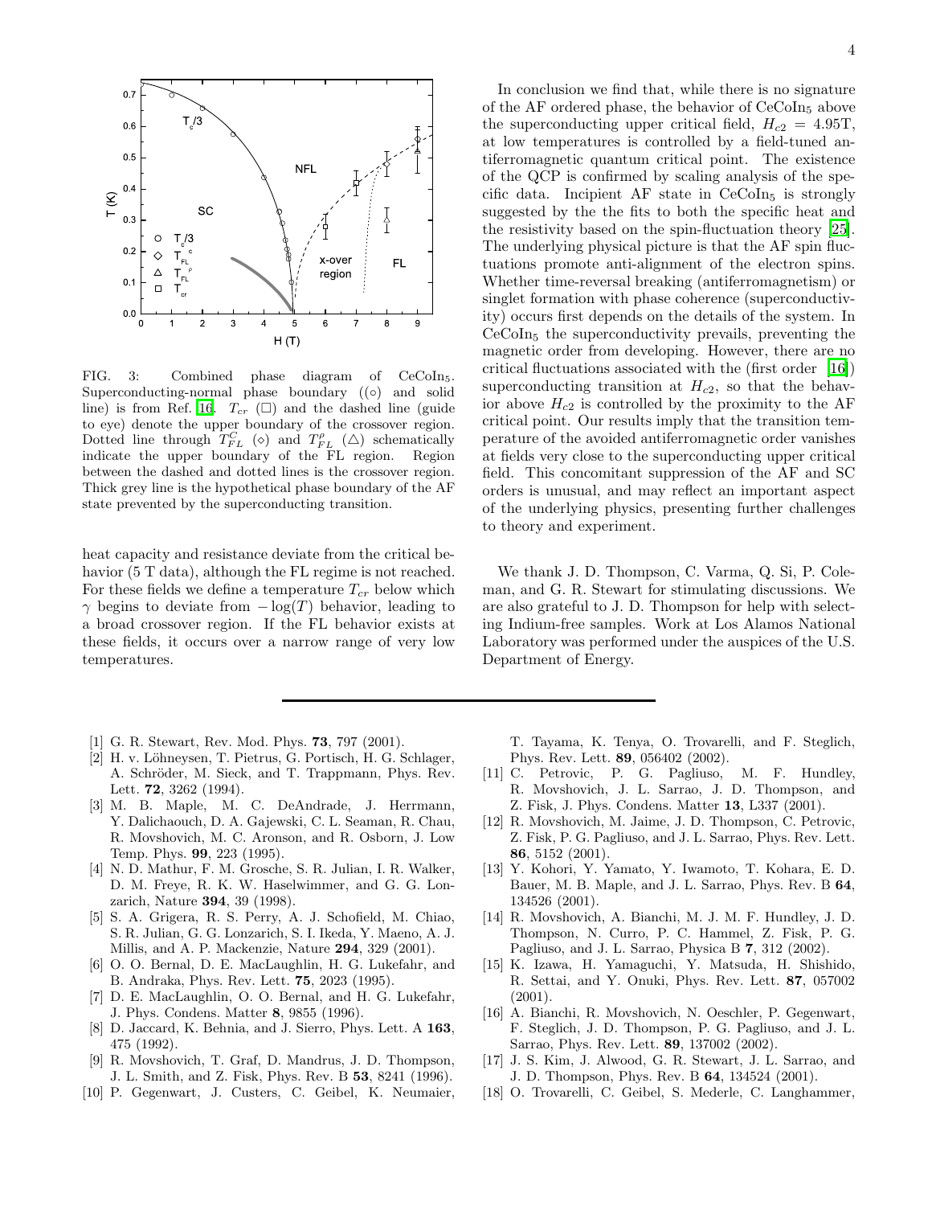FIG. 3: Combined phase diagram of $CeCoIn_5$. Superconducting-normal phase boundary ((○) and solid line) is from Ref. [16]. $T_{cr}$ (□) and the dashed line (guide to eye) denote the upper boundary of the crossover region. Dotted line through $T^{C}_{FL}$ (◇) and $T^{\rho}_{FL}$ (△) schematically indicate the upper boundary of the FL region. Region between the dashed and dotted lines is the crossover region. Thick grey line is the hypothetical phase boundary of the AF state prevented by the superconducting transition.

heat capacity and resistance deviate from the critical behavior (5 T data), although the FL regime is not reached. For these fields we define a temperature $T_{cr}$ below which $\gamma$ begins to deviate from $-\log(T)$ behavior, leading to a broad crossover region. If the FL behavior exists at these fields, it occurs over a narrow range of very low temperatures.

In conclusion we find that, while there is no signature of the AF ordered phase, the behavior of $CeCoIn_5$ above the superconducting upper critical field, $H_{c2} = 4.95$T, at low temperatures is controlled by a field-tuned antiferromagnetic quantum critical point. The existence of the QCP is confirmed by scaling analysis of the specific data. Incipient AF state in $CeCoIn_5$ is strongly suggested by the the fits to both the specific heat and the resistivity based on the spin-fluctuation theory [25]. The underlying physical picture is that the AF spin fluctuations promote anti-alignment of the electron spins. Whether time-reversal breaking (antiferromagnetism) or singlet formation with phase coherence (superconductivity) occurs first depends on the details of the system. In $CeCoIn_5$ the superconductivity prevails, preventing the magnetic order from developing. However, there are no critical fluctuations associated with the (first order [16]) superconducting transition at $H_{c2}$, so that the behavior above $H_{c2}$ is controlled by the proximity to the AF critical point. Our results imply that the transition temperature of the avoided antiferromagnetic order vanishes at fields very close to the superconducting upper critical field. This concomitant suppression of the AF and SC orders is unusual, and may reflect an important aspect of the underlying physics, presenting further challenges to theory and experiment.

We thank J. D. Thompson, C. Varma, Q. Si, P. Coleman, and G. R. Stewart for stimulating discussions. We are also grateful to J. D. Thompson for help with selecting Indium-free samples. Work at Los Alamos National Laboratory was performed under the auspices of the U.S. Department of Energy.

---

[1] G. R. Stewart, Rev. Mod. Phys. **73**, 797 (2001).

[2] H. v. Löhneysen, T. Pietrus, G. Portisch, H. G. Schlager, A. Schröder, M. Sieck, and T. Trappmann, Phys. Rev. Lett. **72**, 3262 (1994).

[3] M. B. Maple, M. C. DeAndrade, J. Herrmann, Y. Dalichaouch, D. A. Gajewski, C. L. Seaman, R. Chau, R. Movshovich, M. C. Aronson, and R. Osborn, J. Low Temp. Phys. **99**, 223 (1995).

[4] N. D. Mathur, F. M. Grosche, S. R. Julian, I. R. Walker, D. M. Freye, R. K. W. Haselwimmer, and G. G. Lonzarich, Nature **394**, 39 (1998).

[5] S. A. Grigera, R. S. Perry, A. J. Schofield, M. Chiao, S. R. Julian, G. G. Lonzarich, S. I. Ikeda, Y. Maeno, A. J. Millis, and A. P. Mackenzie, Nature **294**, 329 (2001).

[6] O. O. Bernal, D. E. MacLaughlin, H. G. Lukefahr, and B. Andraka, Phys. Rev. Lett. **75**, 2023 (1995).

[7] D. E. MacLaughlin, O. O. Bernal, and H. G. Lukefahr, J. Phys. Condens. Matter **8**, 9855 (1996).

[8] D. Jaccard, K. Behnia, and J. Sierro, Phys. Lett. A **163**, 475 (1992).

[9] R. Movshovich, T. Graf, D. Mandrus, J. D. Thompson, J. L. Smith, and Z. Fisk, Phys. Rev. B **53**, 8241 (1996).

[10] P. Gegenwart, J. Custers, C. Geibel, K. Neumaier, T. Tayama, K. Tenya, O. Trovarelli, and F. Steglich, Phys. Rev. Lett. **89**, 056402 (2002).

[11] C. Petrovic, P. G. Pagliuso, M. F. Hundley, R. Movshovich, J. L. Sarrao, J. D. Thompson, and Z. Fisk, J. Phys. Condens. Matter **13**, L337 (2001).

[12] R. Movshovich, M. Jaime, J. D. Thompson, C. Petrovic, Z. Fisk, P. G. Pagliuso, and J. L. Sarrao, Phys. Rev. Lett. **86**, 5152 (2001).

[13] Y. Kohori, Y. Yamato, Y. Iwamoto, T. Kohara, E. D. Bauer, M. B. Maple, and J. L. Sarrao, Phys. Rev. B **64**, 134526 (2001).

[14] R. Movshovich, A. Bianchi, M. J. M. F. Hundley, J. D. Thompson, N. Curro, P. C. Hammel, Z. Fisk, P. G. Pagliuso, and J. L. Sarrao, Physica B **7**, 312 (2002).

[15] K. Izawa, H. Yamaguchi, Y. Matsuda, H. Shishido, R. Settai, and Y. Onuki, Phys. Rev. Lett. **87**, 057002 (2001).

[16] A. Bianchi, R. Movshovich, N. Oeschler, P. Gegenwart, F. Steglich, J. D. Thompson, P. G. Pagliuso, and J. L. Sarrao, Phys. Rev. Lett. **89**, 137002 (2002).

[17] J. S. Kim, J. Alwood, G. R. Stewart, J. L. Sarrao, and J. D. Thompson, Phys. Rev. B **64**, 134524 (2001).

[18] O. Trovarelli, C. Geibel, S. Mederle, C. Langhammer,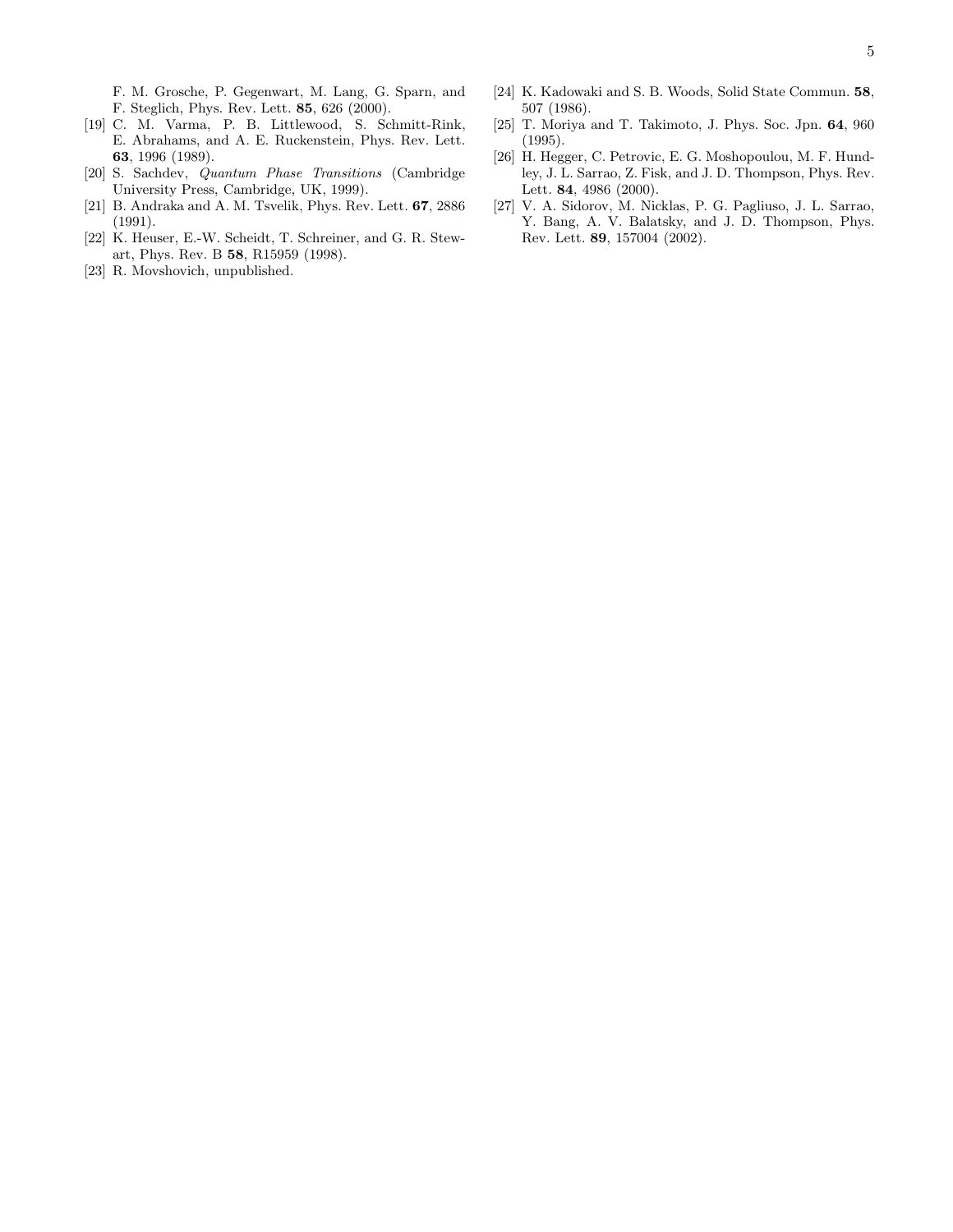F. M. Grosche, P. Gegenwart, M. Lang, G. Sparn, and F. Steglich, Phys. Rev. Lett. **85**, 626 (2000).

[19] C. M. Varma, P. B. Littlewood, S. Schmitt-Rink, E. Abrahams, and A. E. Ruckenstein, Phys. Rev. Lett. **63**, 1996 (1989).

[20] S. Sachdev, *Quantum Phase Transitions* (Cambridge University Press, Cambridge, UK, 1999).

[21] B. Andraka and A. M. Tsvelik, Phys. Rev. Lett. **67**, 2886 (1991).

[22] K. Heuser, E.-W. Scheidt, T. Schreiner, and G. R. Stewart, Phys. Rev. B **58**, R15959 (1998).

[23] R. Movshovich, unpublished.

[24] K. Kadowaki and S. B. Woods, Solid State Commun. **58**, 507 (1986).

[25] T. Moriya and T. Takimoto, J. Phys. Soc. Jpn. **64**, 960 (1995).

[26] H. Hegger, C. Petrovic, E. G. Moshopoulou, M. F. Hundley, J. L. Sarrao, Z. Fisk, and J. D. Thompson, Phys. Rev. Lett. **84**, 4986 (2000).

[27] V. A. Sidorov, M. Nicklas, P. G. Pagliuso, J. L. Sarrao, Y. Bang, A. V. Balatsky, and J. D. Thompson, Phys. Rev. Lett. **89**, 157004 (2002).